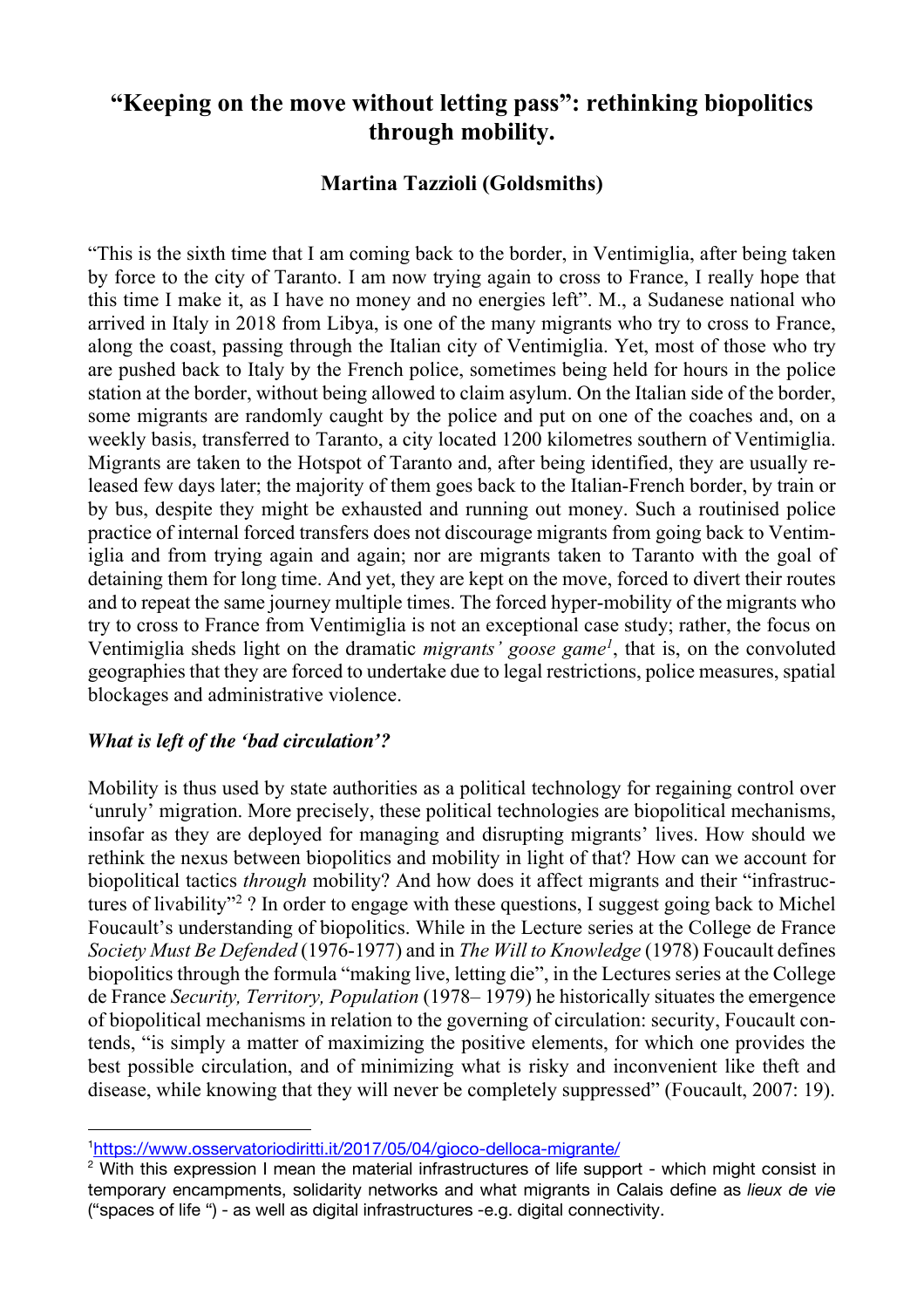# "Keeping on the move without letting pass": rethinking biopolitics through mobility.

**Martina Tazzioli (Goldsmiths)**

"This is the sixth time that I am coming back to the border, in Ventimiglia, after being taken by force to the city of Taranto. I am now trying again to cross to France, I really hope that this time I make it, as I have no money and no energies left". M., a Sudanese national who arrived in Italy in 2018 from Libya, is one of the many migrants who try to cross to France, along the coast, passing through the Italian city of Ventimiglia. Yet, most of those who try are pushed back to Italy by the French police, sometimes being held for hours in the police station at the border, without being allowed to claim asylum. On the Italian side of the border, some migrants are randomly caught by the police and put on one of the coaches and, on a weekly basis, transferred to Taranto, a city located 1200 kilometres southern of Ventimiglia. Migrants are taken to the Hotspot of Taranto and, after being identified, they are usually released few days later; the majority of them goes back to the Italian-French border, by train or by bus, despite they might be exhausted and running out money. Such a routinised police practice of internal forced transfers does not discourage migrants from going back to Ventimiglia and from trying again and again; nor are migrants taken to Taranto with the goal of detaining them for long time. And yet, they are kept on the move, forced to divert their routes and to repeat the same journey multiple times. The forced hyper-mobility of the migrants who try to cross to France from Ventimiglia is not an exceptional case study; rather, the focus on Ventimiglia sheds light on the dramatic *migrants' goose game*[1], that is, on the convoluted geographies that they are forced to undertake due to legal restrictions, police measures, spatial blockages and administrative violence.

### *What is left of the 'bad circulation'?*

Mobility is thus used by state authorities as a political technology for regaining control over 'unruly' migration. More precisely, these political technologies are biopolitical mechanisms, insofar as they are deployed for managing and disrupting migrants' lives. How should we rethink the nexus between biopolitics and mobility in light of that? How can we account for biopolitical tactics *through* mobility? And how does it affect migrants and their "infrastructures of livability"[2] ? In order to engage with these questions, I suggest going back to Michel Foucault's understanding of biopolitics. While in the Lecture series at the College de France *Society Must Be Defended* (1976-1977) and in *The Will to Knowledge* (1978) Foucault defines biopolitics through the formula "making live, letting die", in the Lectures series at the College de France *Security, Territory, Population* (1978– 1979) he historically situates the emergence of biopolitical mechanisms in relation to the governing of circulation: security, Foucault contends, "is simply a matter of maximizing the positive elements, for which one provides the best possible circulation, and of minimizing what is risky and inconvenient like theft and disease, while knowing that they will never be completely suppressed" (Foucault, 2007: 19).

---

[1] https://www.osservatoriodiritti.it/2017/05/04/gioco-delloca-migrante/

[2] With this expression I mean the material infrastructures of life support - which might consist in temporary encampments, solidarity networks and what migrants in Calais define as *lieux de vie* ("spaces of life ") - as well as digital infrastructures -e.g. digital connectivity.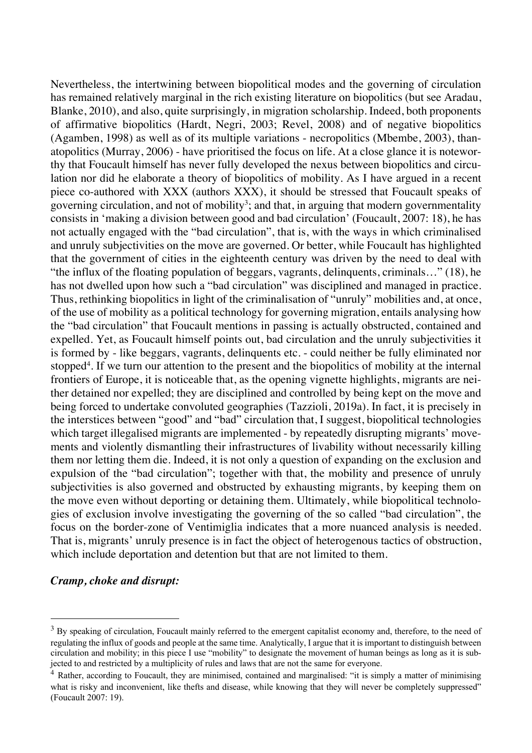Nevertheless, the intertwining between biopolitical modes and the governing of circulation has remained relatively marginal in the rich existing literature on biopolitics (but see Aradau, Blanke, 2010), and also, quite surprisingly, in migration scholarship. Indeed, both proponents of affirmative biopolitics (Hardt, Negri, 2003; Revel, 2008) and of negative biopolitics (Agamben, 1998) as well as of its multiple variations - necropolitics (Mbembe, 2003), thanatopolitics (Murray, 2006) - have prioritised the focus on life. At a close glance it is noteworthy that Foucault himself has never fully developed the nexus between biopolitics and circulation nor did he elaborate a theory of biopolitics of mobility. As I have argued in a recent piece co-authored with XXX (authors XXX), it should be stressed that Foucault speaks of governing circulation, and not of mobility[3]; and that, in arguing that modern governmentality consists in 'making a division between good and bad circulation' (Foucault, 2007: 18), he has not actually engaged with the "bad circulation", that is, with the ways in which criminalised and unruly subjectivities on the move are governed. Or better, while Foucault has highlighted that the government of cities in the eighteenth century was driven by the need to deal with "the influx of the floating population of beggars, vagrants, delinquents, criminals…" (18), he has not dwelled upon how such a "bad circulation" was disciplined and managed in practice. Thus, rethinking biopolitics in light of the criminalisation of "unruly" mobilities and, at once, of the use of mobility as a political technology for governing migration, entails analysing how the "bad circulation" that Foucault mentions in passing is actually obstructed, contained and expelled. Yet, as Foucault himself points out, bad circulation and the unruly subjectivities it is formed by - like beggars, vagrants, delinquents etc. - could neither be fully eliminated nor stopped[4]. If we turn our attention to the present and the biopolitics of mobility at the internal frontiers of Europe, it is noticeable that, as the opening vignette highlights, migrants are neither detained nor expelled; they are disciplined and controlled by being kept on the move and being forced to undertake convoluted geographies (Tazzioli, 2019a). In fact, it is precisely in the interstices between "good" and "bad" circulation that, I suggest, biopolitical technologies which target illegalised migrants are implemented - by repeatedly disrupting migrants' movements and violently dismantling their infrastructures of livability without necessarily killing them nor letting them die. Indeed, it is not only a question of expanding on the exclusion and expulsion of the "bad circulation"; together with that, the mobility and presence of unruly subjectivities is also governed and obstructed by exhausting migrants, by keeping them on the move even without deporting or detaining them. Ultimately, while biopolitical technologies of exclusion involve investigating the governing of the so called "bad circulation", the focus on the border-zone of Ventimiglia indicates that a more nuanced analysis is needed. That is, migrants' unruly presence is in fact the object of heterogenous tactics of obstruction, which include deportation and detention but that are not limited to them.

### ***Cramp, choke and disrupt:***

---

[3] By speaking of circulation, Foucault mainly referred to the emergent capitalist economy and, therefore, to the need of regulating the influx of goods and people at the same time. Analytically, I argue that it is important to distinguish between circulation and mobility; in this piece I use "mobility" to designate the movement of human beings as long as it is subjected to and restricted by a multiplicity of rules and laws that are not the same for everyone.

[4] Rather, according to Foucault, they are minimised, contained and marginalised: "it is simply a matter of minimising what is risky and inconvenient, like thefts and disease, while knowing that they will never be completely suppressed" (Foucault 2007: 19).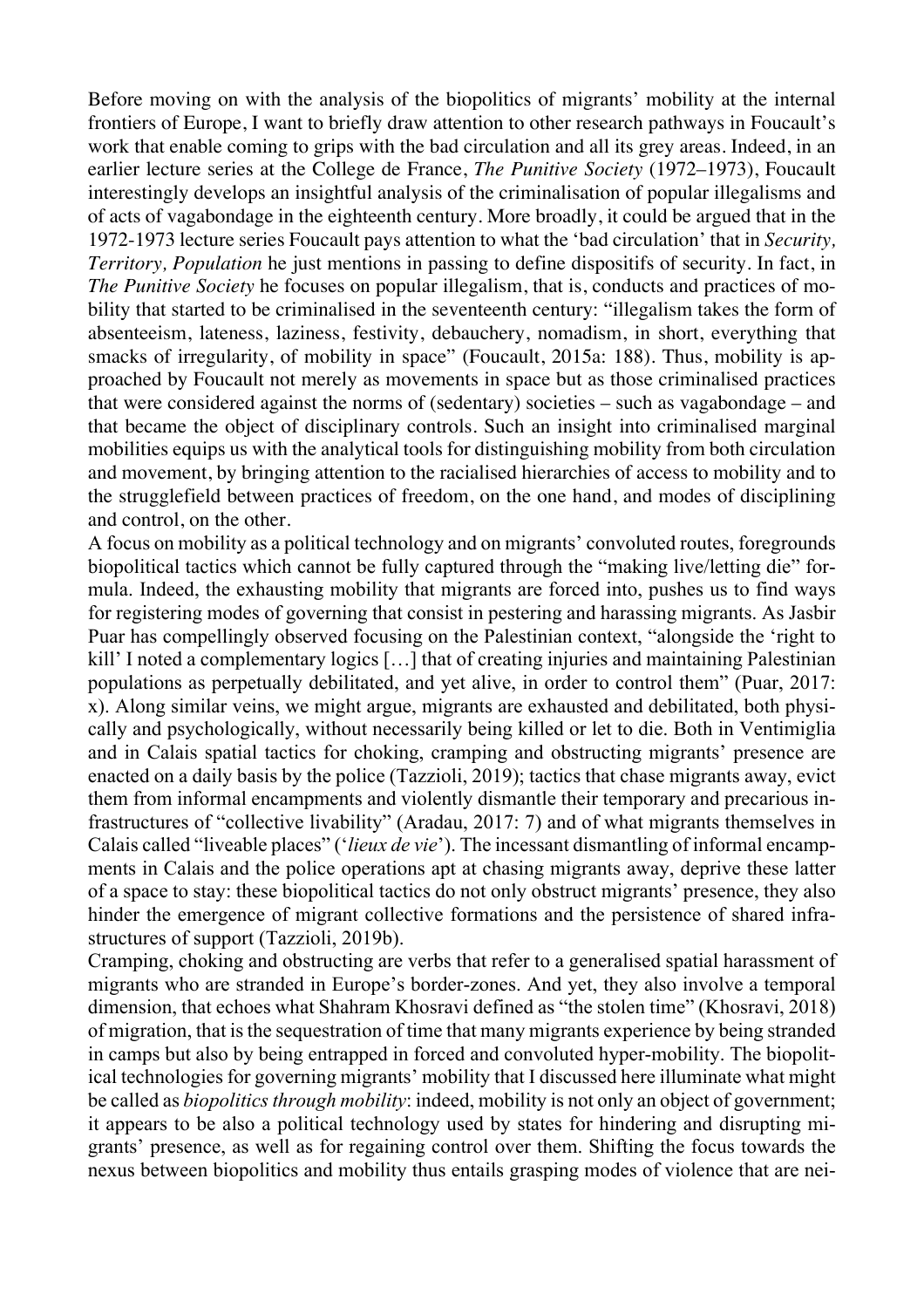Before moving on with the analysis of the biopolitics of migrants' mobility at the internal frontiers of Europe, I want to briefly draw attention to other research pathways in Foucault's work that enable coming to grips with the bad circulation and all its grey areas. Indeed, in an earlier lecture series at the College de France, *The Punitive Society* (1972–1973), Foucault interestingly develops an insightful analysis of the criminalisation of popular illegalisms and of acts of vagabondage in the eighteenth century. More broadly, it could be argued that in the 1972-1973 lecture series Foucault pays attention to what the 'bad circulation' that in *Security, Territory, Population* he just mentions in passing to define dispositifs of security. In fact, in *The Punitive Society* he focuses on popular illegalism, that is, conducts and practices of mobility that started to be criminalised in the seventeenth century: "illegalism takes the form of absenteeism, lateness, laziness, festivity, debauchery, nomadism, in short, everything that smacks of irregularity, of mobility in space" (Foucault, 2015a: 188). Thus, mobility is approached by Foucault not merely as movements in space but as those criminalised practices that were considered against the norms of (sedentary) societies – such as vagabondage – and that became the object of disciplinary controls. Such an insight into criminalised marginal mobilities equips us with the analytical tools for distinguishing mobility from both circulation and movement, by bringing attention to the racialised hierarchies of access to mobility and to the strugglefield between practices of freedom, on the one hand, and modes of disciplining and control, on the other.

A focus on mobility as a political technology and on migrants' convoluted routes, foregrounds biopolitical tactics which cannot be fully captured through the "making live/letting die" formula. Indeed, the exhausting mobility that migrants are forced into, pushes us to find ways for registering modes of governing that consist in pestering and harassing migrants. As Jasbir Puar has compellingly observed focusing on the Palestinian context, "alongside the 'right to kill' I noted a complementary logics […] that of creating injuries and maintaining Palestinian populations as perpetually debilitated, and yet alive, in order to control them" (Puar, 2017: x). Along similar veins, we might argue, migrants are exhausted and debilitated, both physically and psychologically, without necessarily being killed or let to die. Both in Ventimiglia and in Calais spatial tactics for choking, cramping and obstructing migrants' presence are enacted on a daily basis by the police (Tazzioli, 2019); tactics that chase migrants away, evict them from informal encampments and violently dismantle their temporary and precarious infrastructures of "collective livability" (Aradau, 2017: 7) and of what migrants themselves in Calais called "liveable places" ('*lieux de vie*'). The incessant dismantling of informal encampments in Calais and the police operations apt at chasing migrants away, deprive these latter of a space to stay: these biopolitical tactics do not only obstruct migrants' presence, they also hinder the emergence of migrant collective formations and the persistence of shared infrastructures of support (Tazzioli, 2019b).

Cramping, choking and obstructing are verbs that refer to a generalised spatial harassment of migrants who are stranded in Europe's border-zones. And yet, they also involve a temporal dimension, that echoes what Shahram Khosravi defined as "the stolen time" (Khosravi, 2018) of migration, that is the sequestration of time that many migrants experience by being stranded in camps but also by being entrapped in forced and convoluted hyper-mobility. The biopolitical technologies for governing migrants' mobility that I discussed here illuminate what might be called as *biopolitics through mobility*: indeed, mobility is not only an object of government; it appears to be also a political technology used by states for hindering and disrupting migrants' presence, as well as for regaining control over them. Shifting the focus towards the nexus between biopolitics and mobility thus entails grasping modes of violence that are nei-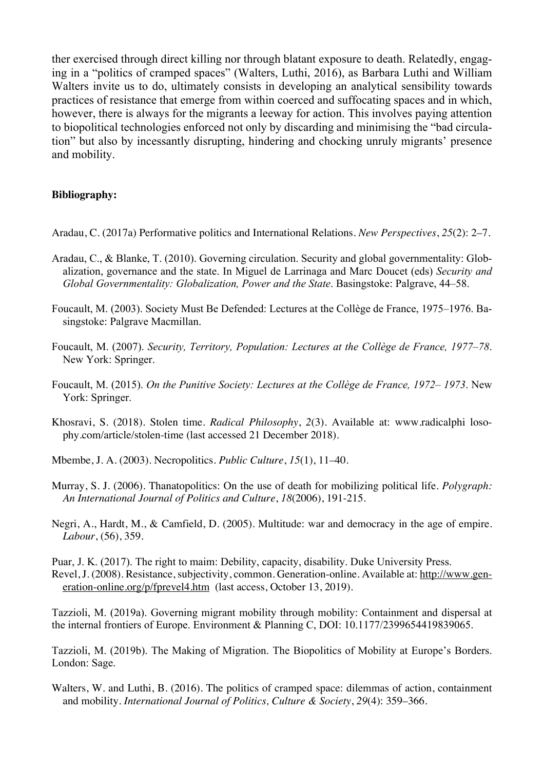ther exercised through direct killing nor through blatant exposure to death. Relatedly, engaging in a "politics of cramped spaces" (Walters, Luthi, 2016), as Barbara Luthi and William Walters invite us to do, ultimately consists in developing an analytical sensibility towards practices of resistance that emerge from within coerced and suffocating spaces and in which, however, there is always for the migrants a leeway for action. This involves paying attention to biopolitical technologies enforced not only by discarding and minimising the "bad circulation" but also by incessantly disrupting, hindering and chocking unruly migrants' presence and mobility.

**Bibliography:**

Aradau, C. (2017a) Performative politics and International Relations. *New Perspectives*, *25*(2): 2–7.

Aradau, C., & Blanke, T. (2010). Governing circulation. Security and global governmentality: Globalization, governance and the state. In Miguel de Larrinaga and Marc Doucet (eds) *Security and Global Governmentality: Globalization, Power and the State*. Basingstoke: Palgrave, 44–58.

Foucault, M. (2003). Society Must Be Defended: Lectures at the Collège de France, 1975–1976. Basingstoke: Palgrave Macmillan.

Foucault, M. (2007). *Security, Territory, Population: Lectures at the Collège de France, 1977–78*. New York: Springer.

Foucault, M. (2015). *On the Punitive Society: Lectures at the Collège de France, 1972– 1973*. New York: Springer.

Khosravi, S. (2018). Stolen time. *Radical Philosophy*, *2*(3). Available at: www.radicalphi losophy.com/article/stolen-time (last accessed 21 December 2018).

Mbembe, J. A. (2003). Necropolitics. *Public Culture*, *15*(1), 11–40.

Murray, S. J. (2006). Thanatopolitics: On the use of death for mobilizing political life. *Polygraph: An International Journal of Politics and Culture*, *18*(2006), 191-215.

Negri, A., Hardt, M., & Camfield, D. (2005). Multitude: war and democracy in the age of empire. *Labour*, (56), 359.

Puar, J. K. (2017). The right to maim: Debility, capacity, disability. Duke University Press.

Revel, J. (2008). Resistance, subjectivity, common. Generation-online. Available at: http://www.generation-online.org/p/fprevel4.htm (last access, October 13, 2019).

Tazzioli, M. (2019a). Governing migrant mobility through mobility: Containment and dispersal at the internal frontiers of Europe. Environment & Planning C, DOI: 10.1177/2399654419839065.

Tazzioli, M. (2019b). The Making of Migration. The Biopolitics of Mobility at Europe's Borders. London: Sage.

Walters, W. and Luthi, B. (2016). The politics of cramped space: dilemmas of action, containment and mobility. *International Journal of Politics, Culture & Society*, *29*(4): 359–366.